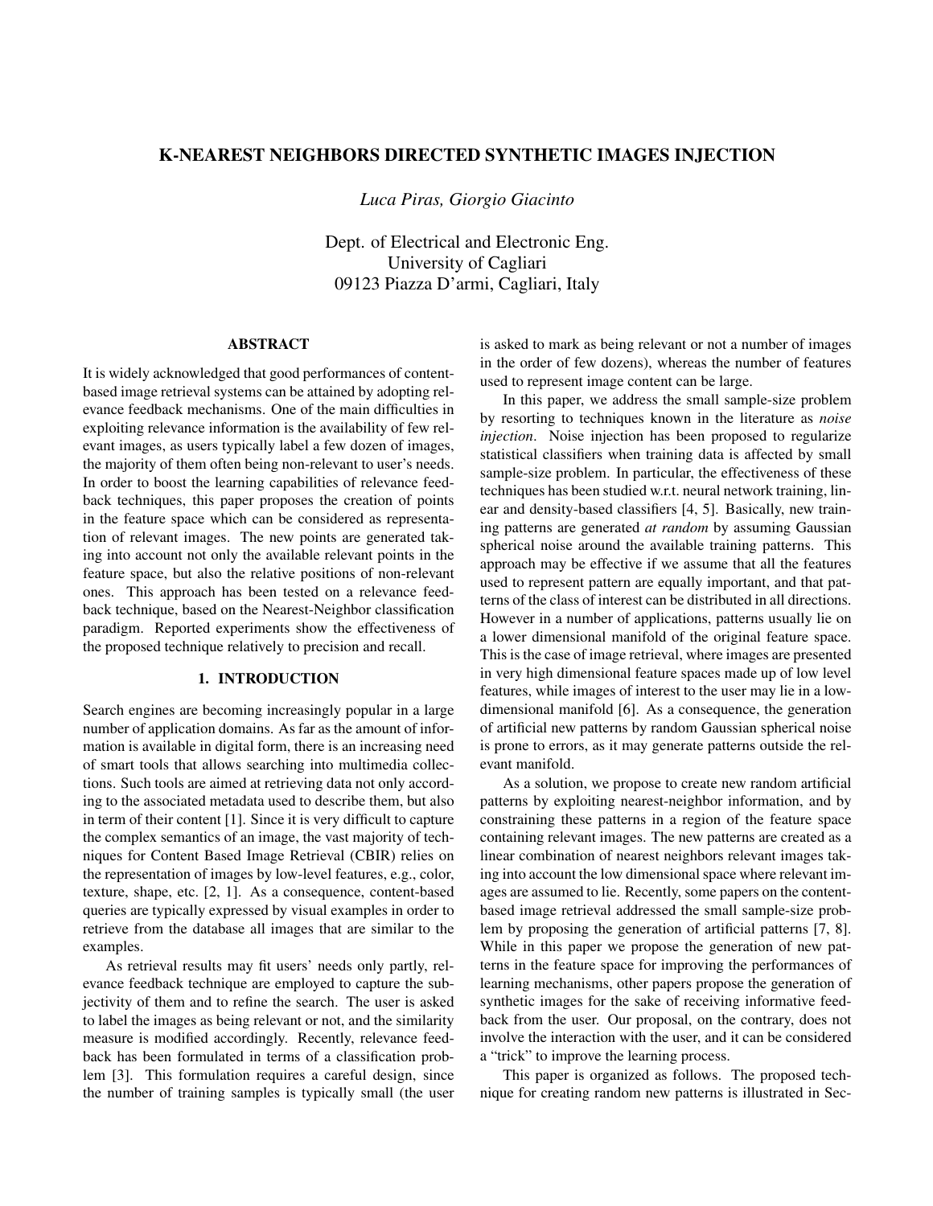# K-NEAREST NEIGHBORS DIRECTED SYNTHETIC IMAGES INJECTION

*Luca Piras, Giorgio Giacinto*

Dept. of Electrical and Electronic Eng.
University of Cagliari
09123 Piazza D'armi, Cagliari, Italy

## ABSTRACT

It is widely acknowledged that good performances of content-based image retrieval systems can be attained by adopting relevance feedback mechanisms. One of the main difficulties in exploiting relevance information is the availability of few relevant images, as users typically label a few dozen of images, the majority of them often being non-relevant to user's needs. In order to boost the learning capabilities of relevance feedback techniques, this paper proposes the creation of points in the feature space which can be considered as representation of relevant images. The new points are generated taking into account not only the available relevant points in the feature space, but also the relative positions of non-relevant ones. This approach has been tested on a relevance feedback technique, based on the Nearest-Neighbor classification paradigm. Reported experiments show the effectiveness of the proposed technique relatively to precision and recall.

## 1. INTRODUCTION

Search engines are becoming increasingly popular in a large number of application domains. As far as the amount of information is available in digital form, there is an increasing need of smart tools that allows searching into multimedia collections. Such tools are aimed at retrieving data not only according to the associated metadata used to describe them, but also in term of their content [1]. Since it is very difficult to capture the complex semantics of an image, the vast majority of techniques for Content Based Image Retrieval (CBIR) relies on the representation of images by low-level features, e.g., color, texture, shape, etc. [2, 1]. As a consequence, content-based queries are typically expressed by visual examples in order to retrieve from the database all images that are similar to the examples.

As retrieval results may fit users' needs only partly, relevance feedback technique are employed to capture the subjectivity of them and to refine the search. The user is asked to label the images as being relevant or not, and the similarity measure is modified accordingly. Recently, relevance feedback has been formulated in terms of a classification problem [3]. This formulation requires a careful design, since the number of training samples is typically small (the user is asked to mark as being relevant or not a number of images in the order of few dozens), whereas the number of features used to represent image content can be large.

In this paper, we address the small sample-size problem by resorting to techniques known in the literature as *noise injection*. Noise injection has been proposed to regularize statistical classifiers when training data is affected by small sample-size problem. In particular, the effectiveness of these techniques has been studied w.r.t. neural network training, linear and density-based classifiers [4, 5]. Basically, new training patterns are generated *at random* by assuming Gaussian spherical noise around the available training patterns. This approach may be effective if we assume that all the features used to represent pattern are equally important, and that patterns of the class of interest can be distributed in all directions. However in a number of applications, patterns usually lie on a lower dimensional manifold of the original feature space. This is the case of image retrieval, where images are presented in very high dimensional feature spaces made up of low level features, while images of interest to the user may lie in a low-dimensional manifold [6]. As a consequence, the generation of artificial new patterns by random Gaussian spherical noise is prone to errors, as it may generate patterns outside the relevant manifold.

As a solution, we propose to create new random artificial patterns by exploiting nearest-neighbor information, and by constraining these patterns in a region of the feature space containing relevant images. The new patterns are created as a linear combination of nearest neighbors relevant images taking into account the low dimensional space where relevant images are assumed to lie. Recently, some papers on the content-based image retrieval addressed the small sample-size problem by proposing the generation of artificial patterns [7, 8]. While in this paper we propose the generation of new patterns in the feature space for improving the performances of learning mechanisms, other papers propose the generation of synthetic images for the sake of receiving informative feedback from the user. Our proposal, on the contrary, does not involve the interaction with the user, and it can be considered a "trick" to improve the learning process.

This paper is organized as follows. The proposed technique for creating random new patterns is illustrated in Sec-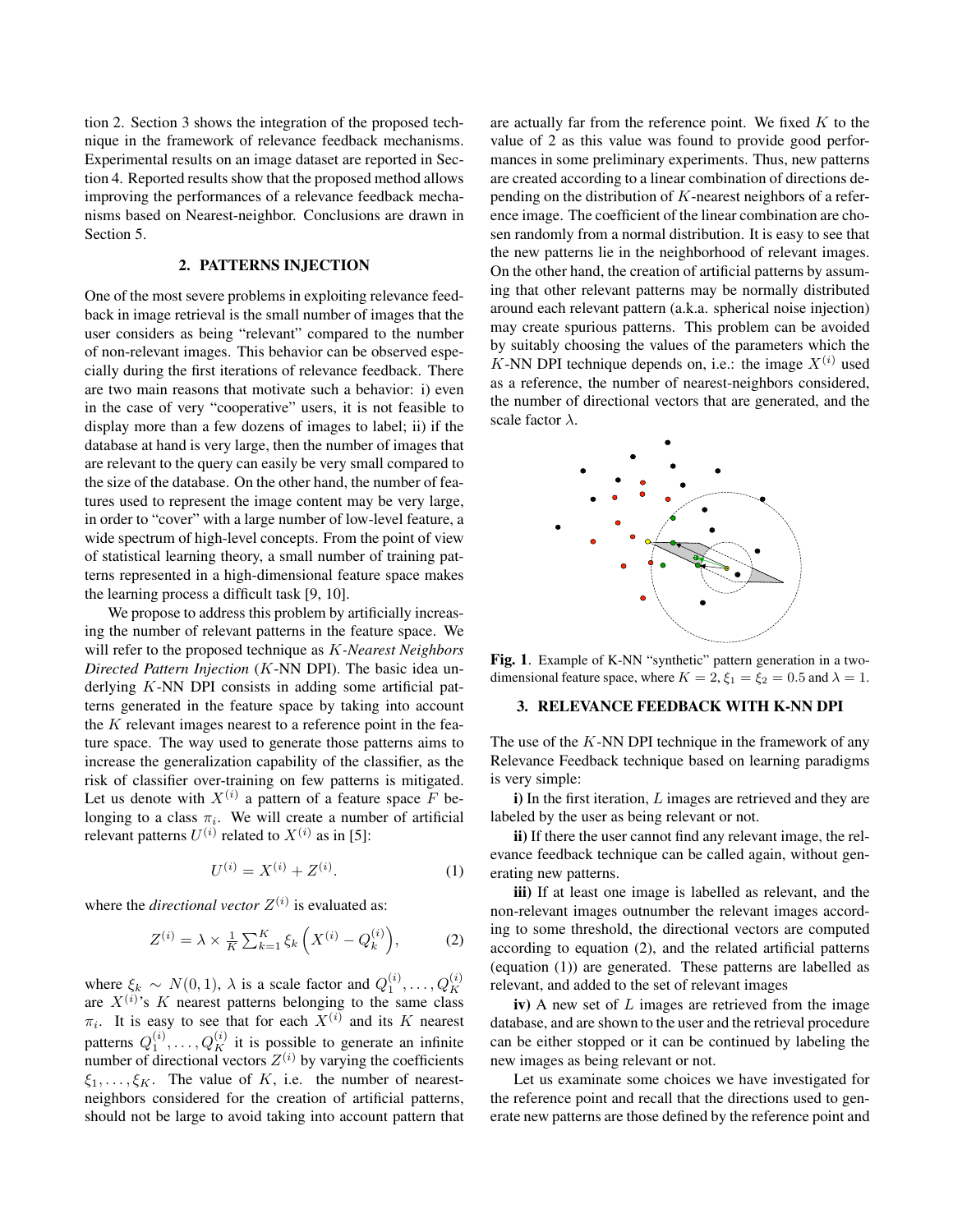tion 2. Section 3 shows the integration of the proposed technique in the framework of relevance feedback mechanisms. Experimental results on an image dataset are reported in Section 4. Reported results show that the proposed method allows improving the performances of a relevance feedback mechanisms based on Nearest-neighbor. Conclusions are drawn in Section 5.

## 2. PATTERNS INJECTION

One of the most severe problems in exploiting relevance feedback in image retrieval is the small number of images that the user considers as being "relevant" compared to the number of non-relevant images. This behavior can be observed especially during the first iterations of relevance feedback. There are two main reasons that motivate such a behavior: i) even in the case of very "cooperative" users, it is not feasible to display more than a few dozens of images to label; ii) if the database at hand is very large, then the number of images that are relevant to the query can easily be very small compared to the size of the database. On the other hand, the number of features used to represent the image content may be very large, in order to "cover" with a large number of low-level feature, a wide spectrum of high-level concepts. From the point of view of statistical learning theory, a small number of training patterns represented in a high-dimensional feature space makes the learning process a difficult task [9, 10].

We propose to address this problem by artificially increasing the number of relevant patterns in the feature space. We will refer to the proposed technique as *$K$-Nearest Neighbors Directed Pattern Injection* ($K$-NN DPI). The basic idea underlying $K$-NN DPI consists in adding some artificial patterns generated in the feature space by taking into account the $K$ relevant images nearest to a reference point in the feature space. The way used to generate those patterns aims to increase the generalization capability of the classifier, as the risk of classifier over-training on few patterns is mitigated. Let us denote with $X^{(i)}$ a pattern of a feature space $F$ belonging to a class $\pi_i$. We will create a number of artificial relevant patterns $U^{(i)}$ related to $X^{(i)}$ as in [5]:

$$U^{(i)} = X^{(i)} + Z^{(i)}. \tag{1}$$

where the *directional vector* $Z^{(i)}$ is evaluated as:

$$Z^{(i)} = \lambda \times \frac{1}{K} \sum_{k=1}^{K} \xi_k \left( X^{(i)} - Q_k^{(i)} \right), \tag{2}$$

where $\xi_k \sim N(0, 1)$, $\lambda$ is a scale factor and $Q_1^{(i)}, \ldots, Q_K^{(i)}$ are $X^{(i)}$'s $K$ nearest patterns belonging to the same class $\pi_i$. It is easy to see that for each $X^{(i)}$ and its $K$ nearest patterns $Q_1^{(i)}, \ldots, Q_K^{(i)}$ it is possible to generate an infinite number of directional vectors $Z^{(i)}$ by varying the coefficients $\xi_1, \ldots, \xi_K$. The value of $K$, i.e. the number of nearest-neighbors considered for the creation of artificial patterns, should not be large to avoid taking into account pattern that are actually far from the reference point. We fixed $K$ to the value of 2 as this value was found to provide good performances in some preliminary experiments. Thus, new patterns are created according to a linear combination of directions depending on the distribution of $K$-nearest neighbors of a reference image. The coefficient of the linear combination are chosen randomly from a normal distribution. It is easy to see that the new patterns lie in the neighborhood of relevant images. On the other hand, the creation of artificial patterns by assuming that other relevant patterns may be normally distributed around each relevant pattern (a.k.a. spherical noise injection) may create spurious patterns. This problem can be avoided by suitably choosing the values of the parameters which the $K$-NN DPI technique depends on, i.e.: the image $X^{(i)}$ used as a reference, the number of nearest-neighbors considered, the number of directional vectors that are generated, and the scale factor $\lambda$.

**Fig. 1**. Example of K-NN "synthetic" pattern generation in a two-dimensional feature space, where $K = 2$, $\xi_1 = \xi_2 = 0.5$ and $\lambda = 1$.

## 3. RELEVANCE FEEDBACK WITH K-NN DPI

The use of the $K$-NN DPI technique in the framework of any Relevance Feedback technique based on learning paradigms is very simple:

**i)** In the first iteration, $L$ images are retrieved and they are labeled by the user as being relevant or not.

**ii)** If there the user cannot find any relevant image, the relevance feedback technique can be called again, without generating new patterns.

**iii)** If at least one image is labelled as relevant, and the non-relevant images outnumber the relevant images according to some threshold, the directional vectors are computed according to equation (2), and the related artificial patterns (equation (1)) are generated. These patterns are labelled as relevant, and added to the set of relevant images

**iv)** A new set of $L$ images are retrieved from the image database, and are shown to the user and the retrieval procedure can be either stopped or it can be continued by labeling the new images as being relevant or not.

Let us examinate some choices we have investigated for the reference point and recall that the directions used to generate new patterns are those defined by the reference point and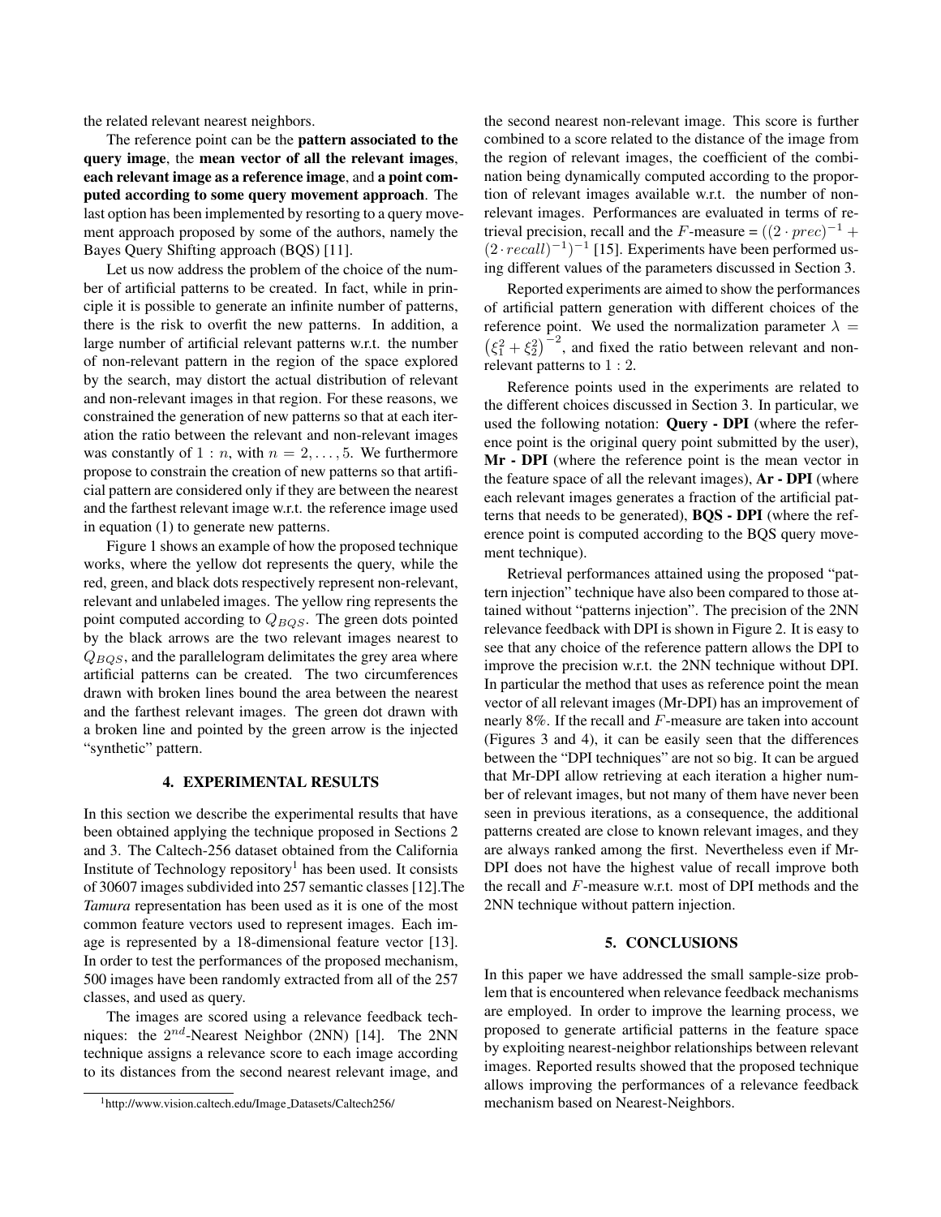the related relevant nearest neighbors.

The reference point can be the **pattern associated to the query image**, the **mean vector of all the relevant images**, **each relevant image as a reference image**, and **a point computed according to some query movement approach**. The last option has been implemented by resorting to a query movement approach proposed by some of the authors, namely the Bayes Query Shifting approach (BQS) [11].

Let us now address the problem of the choice of the number of artificial patterns to be created. In fact, while in principle it is possible to generate an infinite number of patterns, there is the risk to overfit the new patterns. In addition, a large number of artificial relevant patterns w.r.t. the number of non-relevant pattern in the region of the space explored by the search, may distort the actual distribution of relevant and non-relevant images in that region. For these reasons, we constrained the generation of new patterns so that at each iteration the ratio between the relevant and non-relevant images was constantly of $1 : n$, with $n = 2, \ldots, 5$. We furthermore propose to constrain the creation of new patterns so that artificial pattern are considered only if they are between the nearest and the farthest relevant image w.r.t. the reference image used in equation (1) to generate new patterns.

Figure 1 shows an example of how the proposed technique works, where the yellow dot represents the query, while the red, green, and black dots respectively represent non-relevant, relevant and unlabeled images. The yellow ring represents the point computed according to $Q_{BQS}$. The green dots pointed by the black arrows are the two relevant images nearest to $Q_{BQS}$, and the parallelogram delimitates the grey area where artificial patterns can be created. The two circumferences drawn with broken lines bound the area between the nearest and the farthest relevant images. The green dot drawn with a broken line and pointed by the green arrow is the injected "synthetic" pattern.

## 4. EXPERIMENTAL RESULTS

In this section we describe the experimental results that have been obtained applying the technique proposed in Sections 2 and 3. The Caltech-256 dataset obtained from the California Institute of Technology repository[1] has been used. It consists of 30607 images subdivided into 257 semantic classes [12].The *Tamura* representation has been used as it is one of the most common feature vectors used to represent images. Each image is represented by a 18-dimensional feature vector [13]. In order to test the performances of the proposed mechanism, 500 images have been randomly extracted from all of the 257 classes, and used as query.

The images are scored using a relevance feedback techniques: the $2^{nd}$-Nearest Neighbor (2NN) [14]. The 2NN technique assigns a relevance score to each image according to its distances from the second nearest relevant image, and the second nearest non-relevant image. This score is further combined to a score related to the distance of the image from the region of relevant images, the coefficient of the combination being dynamically computed according to the proportion of relevant images available w.r.t. the number of non-relevant images. Performances are evaluated in terms of retrieval precision, recall and the $F$-measure = $((2 \cdot prec)^{-1} + (2 \cdot recall)^{-1})^{-1}$ [15]. Experiments have been performed using different values of the parameters discussed in Section 3.

Reported experiments are aimed to show the performances of artificial pattern generation with different choices of the reference point. We used the normalization parameter $\lambda = \left(\xi_1^2 + \xi_2^2\right)^{-2}$, and fixed the ratio between relevant and non-relevant patterns to $1 : 2$.

Reference points used in the experiments are related to the different choices discussed in Section 3. In particular, we used the following notation: **Query - DPI** (where the reference point is the original query point submitted by the user), **Mr - DPI** (where the reference point is the mean vector in the feature space of all the relevant images), **Ar - DPI** (where each relevant images generates a fraction of the artificial patterns that needs to be generated), **BQS - DPI** (where the reference point is computed according to the BQS query movement technique).

Retrieval performances attained using the proposed "pattern injection" technique have also been compared to those attained without "patterns injection". The precision of the 2NN relevance feedback with DPI is shown in Figure 2. It is easy to see that any choice of the reference pattern allows the DPI to improve the precision w.r.t. the 2NN technique without DPI. In particular the method that uses as reference point the mean vector of all relevant images (Mr-DPI) has an improvement of nearly 8%. If the recall and $F$-measure are taken into account (Figures 3 and 4), it can be easily seen that the differences between the "DPI techniques" are not so big. It can be argued that Mr-DPI allow retrieving at each iteration a higher number of relevant images, but not many of them have never been seen in previous iterations, as a consequence, the additional patterns created are close to known relevant images, and they are always ranked among the first. Nevertheless even if Mr-DPI does not have the highest value of recall improve both the recall and $F$-measure w.r.t. most of DPI methods and the 2NN technique without pattern injection.

## 5. CONCLUSIONS

In this paper we have addressed the small sample-size problem that is encountered when relevance feedback mechanisms are employed. In order to improve the learning process, we proposed to generate artificial patterns in the feature space by exploiting nearest-neighbor relationships between relevant images. Reported results showed that the proposed technique allows improving the performances of a relevance feedback mechanism based on Nearest-Neighbors.

[1] http://www.vision.caltech.edu/Image_Datasets/Caltech256/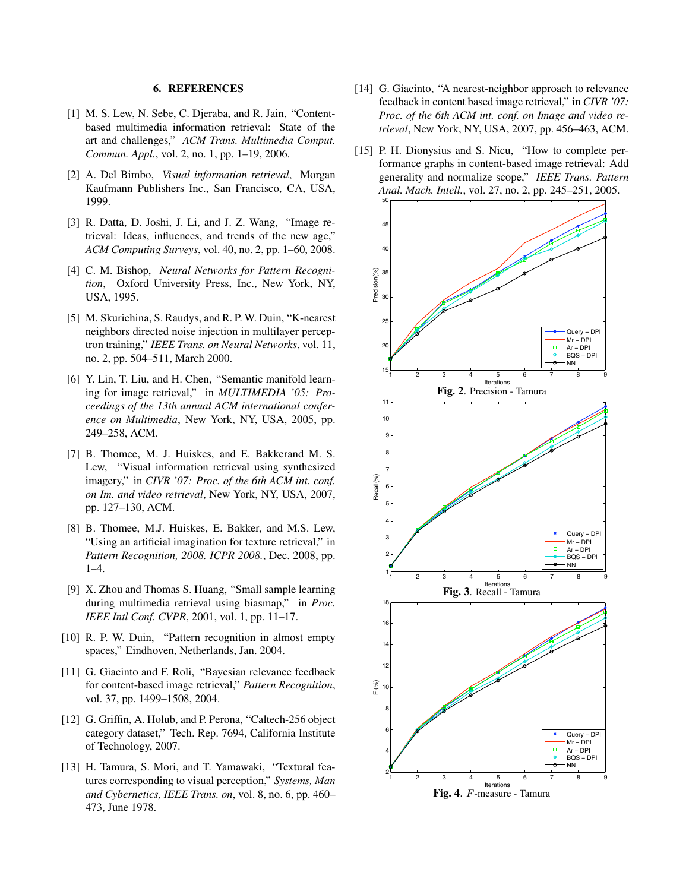## 6. REFERENCES

[1] M. S. Lew, N. Sebe, C. Djeraba, and R. Jain, "Content-based multimedia information retrieval: State of the art and challenges," *ACM Trans. Multimedia Comput. Commun. Appl.*, vol. 2, no. 1, pp. 1–19, 2006.

[2] A. Del Bimbo, *Visual information retrieval*, Morgan Kaufmann Publishers Inc., San Francisco, CA, USA, 1999.

[3] R. Datta, D. Joshi, J. Li, and J. Z. Wang, "Image retrieval: Ideas, influences, and trends of the new age," *ACM Computing Surveys*, vol. 40, no. 2, pp. 1–60, 2008.

[4] C. M. Bishop, *Neural Networks for Pattern Recognition*, Oxford University Press, Inc., New York, NY, USA, 1995.

[5] M. Skurichina, S. Raudys, and R. P. W. Duin, "K-nearest neighbors directed noise injection in multilayer perceptron training," *IEEE Trans. on Neural Networks*, vol. 11, no. 2, pp. 504–511, March 2000.

[6] Y. Lin, T. Liu, and H. Chen, "Semantic manifold learning for image retrieval," in *MULTIMEDIA '05: Proceedings of the 13th annual ACM international conference on Multimedia*, New York, NY, USA, 2005, pp. 249–258, ACM.

[7] B. Thomee, M. J. Huiskes, and E. Bakkerand M. S. Lew, "Visual information retrieval using synthesized imagery," in *CIVR '07: Proc. of the 6th ACM int. conf. on Im. and video retrieval*, New York, NY, USA, 2007, pp. 127–130, ACM.

[8] B. Thomee, M.J. Huiskes, E. Bakker, and M.S. Lew, "Using an artificial imagination for texture retrieval," in *Pattern Recognition, 2008. ICPR 2008.*, Dec. 2008, pp. 1–4.

[9] X. Zhou and Thomas S. Huang, "Small sample learning during multimedia retrieval using biasmap," in *Proc. IEEE Intl Conf. CVPR*, 2001, vol. 1, pp. 11–17.

[10] R. P. W. Duin, "Pattern recognition in almost empty spaces," Eindhoven, Netherlands, Jan. 2004.

[11] G. Giacinto and F. Roli, "Bayesian relevance feedback for content-based image retrieval," *Pattern Recognition*, vol. 37, pp. 1499–1508, 2004.

[12] G. Griffin, A. Holub, and P. Perona, "Caltech-256 object category dataset," Tech. Rep. 7694, California Institute of Technology, 2007.

[13] H. Tamura, S. Mori, and T. Yamawaki, "Textural features corresponding to visual perception," *Systems, Man and Cybernetics, IEEE Trans. on*, vol. 8, no. 6, pp. 460–473, June 1978.

[14] G. Giacinto, "A nearest-neighbor approach to relevance feedback in content based image retrieval," in *CIVR '07: Proc. of the 6th ACM int. conf. on Image and video retrieval*, New York, NY, USA, 2007, pp. 456–463, ACM.

[15] P. H. Dionysius and S. Nicu, "How to complete performance graphs in content-based image retrieval: Add generality and normalize scope," *IEEE Trans. Pattern Anal. Mach. Intell.*, vol. 27, no. 2, pp. 245–251, 2005.

Precision(%)
Iterations
Query – DPI
Mr – DPI
Ar – DPI
BQS – DPI
NN

**Fig. 2**. Precision - Tamura

Recall (%)
Iterations
Query – DPI
Mr – DPI
Ar – DPI
BQS – DPI
NN

**Fig. 3**. Recall - Tamura

F (%)
Iterations
Query – DPI
Mr – DPI
Ar – DPI
BQS – DPI
NN

**Fig. 4**. $F$-measure - Tamura